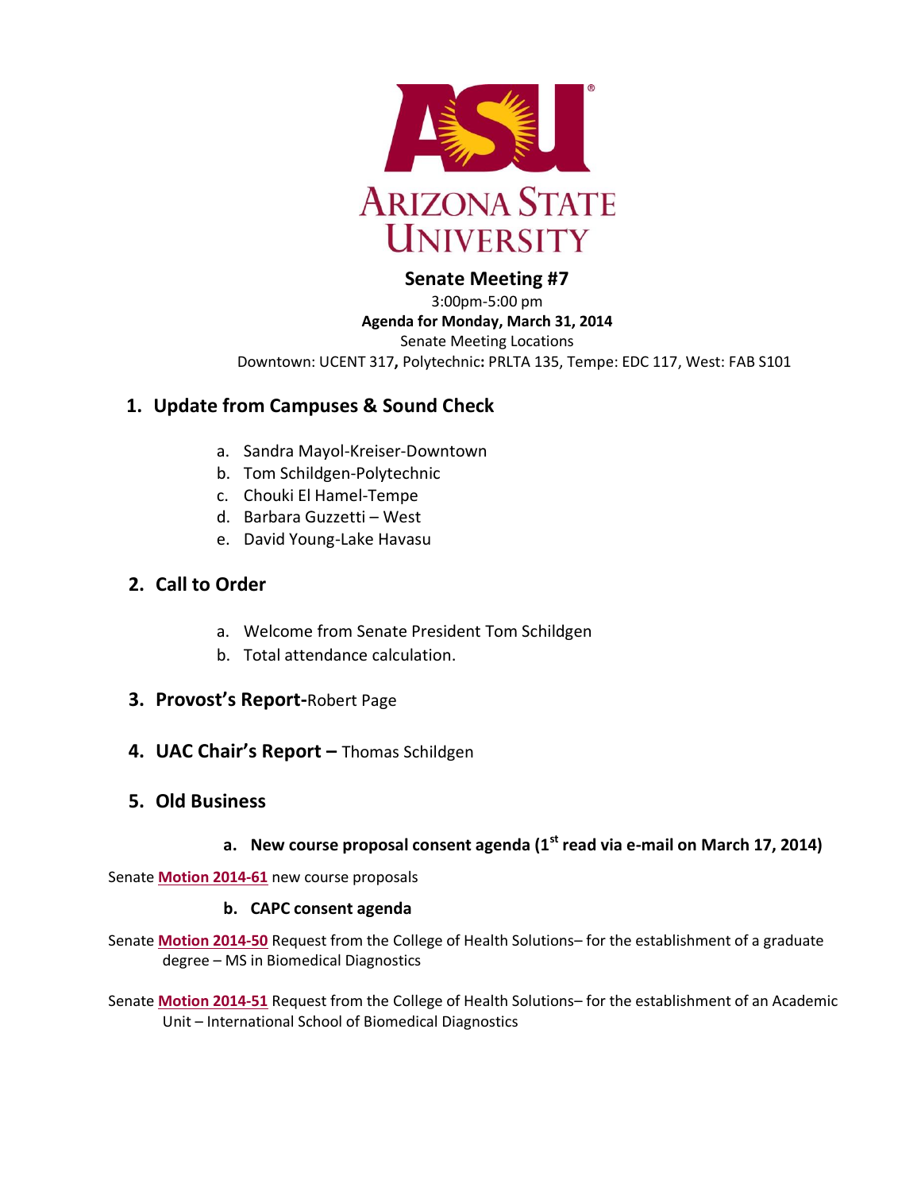# Senate Meeting #7

3:00pm-5:00 pm

**Agenda for Monday, March 31, 2014**

Senate Meeting Locations

Downtown: UCENT 317**,** Polytechnic**:** PRLTA 135, Tempe: EDC 117, West: FAB S101

## 1. Update from Campuses & Sound Check

a. Sandra Mayol-Kreiser-Downtown
b. Tom Schildgen-Polytechnic
c. Chouki El Hamel-Tempe
d. Barbara Guzzetti – West
e. David Young-Lake Havasu

## 2. Call to Order

a. Welcome from Senate President Tom Schildgen
b. Total attendance calculation.

## 3. Provost's Report-Robert Page

## 4. UAC Chair's Report – Thomas Schildgen

## 5. Old Business

### a. New course proposal consent agenda (1st read via e-mail on March 17, 2014)

Senate **Motion 2014-61** new course proposals

### b. CAPC consent agenda

Senate **Motion 2014-50** Request from the College of Health Solutions– for the establishment of a graduate degree – MS in Biomedical Diagnostics

Senate **Motion 2014-51** Request from the College of Health Solutions– for the establishment of an Academic Unit – International School of Biomedical Diagnostics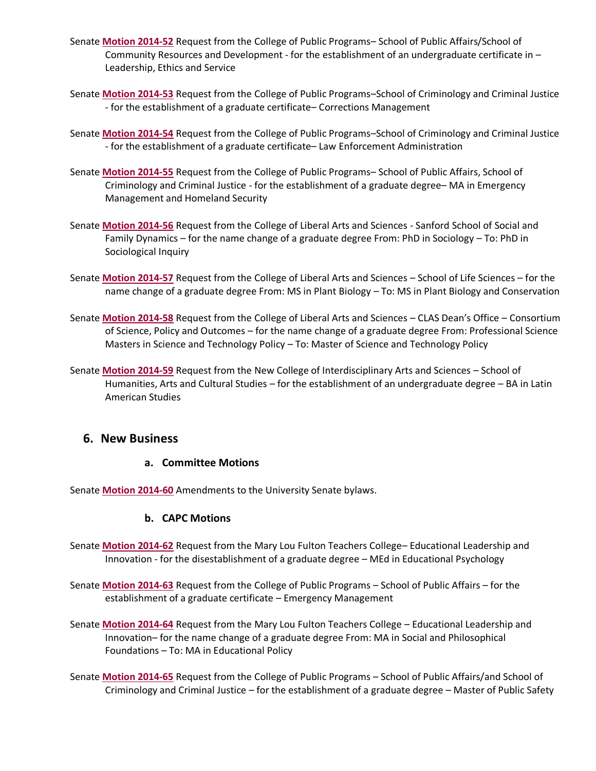Senate **Motion 2014-52** Request from the College of Public Programs– School of Public Affairs/School of Community Resources and Development - for the establishment of an undergraduate certificate in – Leadership, Ethics and Service

Senate **Motion 2014-53** Request from the College of Public Programs–School of Criminology and Criminal Justice - for the establishment of a graduate certificate– Corrections Management

Senate **Motion 2014-54** Request from the College of Public Programs–School of Criminology and Criminal Justice - for the establishment of a graduate certificate– Law Enforcement Administration

Senate **Motion 2014-55** Request from the College of Public Programs– School of Public Affairs, School of Criminology and Criminal Justice - for the establishment of a graduate degree– MA in Emergency Management and Homeland Security

Senate **Motion 2014-56** Request from the College of Liberal Arts and Sciences - Sanford School of Social and Family Dynamics – for the name change of a graduate degree From: PhD in Sociology – To: PhD in Sociological Inquiry

Senate **Motion 2014-57** Request from the College of Liberal Arts and Sciences – School of Life Sciences – for the name change of a graduate degree From: MS in Plant Biology – To: MS in Plant Biology and Conservation

Senate **Motion 2014-58** Request from the College of Liberal Arts and Sciences – CLAS Dean's Office – Consortium of Science, Policy and Outcomes – for the name change of a graduate degree From: Professional Science Masters in Science and Technology Policy – To: Master of Science and Technology Policy

Senate **Motion 2014-59** Request from the New College of Interdisciplinary Arts and Sciences – School of Humanities, Arts and Cultural Studies – for the establishment of an undergraduate degree – BA in Latin American Studies

## 6. New Business

### a. Committee Motions

Senate **Motion 2014-60** Amendments to the University Senate bylaws.

### b. CAPC Motions

Senate **Motion 2014-62** Request from the Mary Lou Fulton Teachers College– Educational Leadership and Innovation - for the disestablishment of a graduate degree – MEd in Educational Psychology

Senate **Motion 2014-63** Request from the College of Public Programs – School of Public Affairs – for the establishment of a graduate certificate – Emergency Management

Senate **Motion 2014-64** Request from the Mary Lou Fulton Teachers College – Educational Leadership and Innovation– for the name change of a graduate degree From: MA in Social and Philosophical Foundations – To: MA in Educational Policy

Senate **Motion 2014-65** Request from the College of Public Programs – School of Public Affairs/and School of Criminology and Criminal Justice – for the establishment of a graduate degree – Master of Public Safety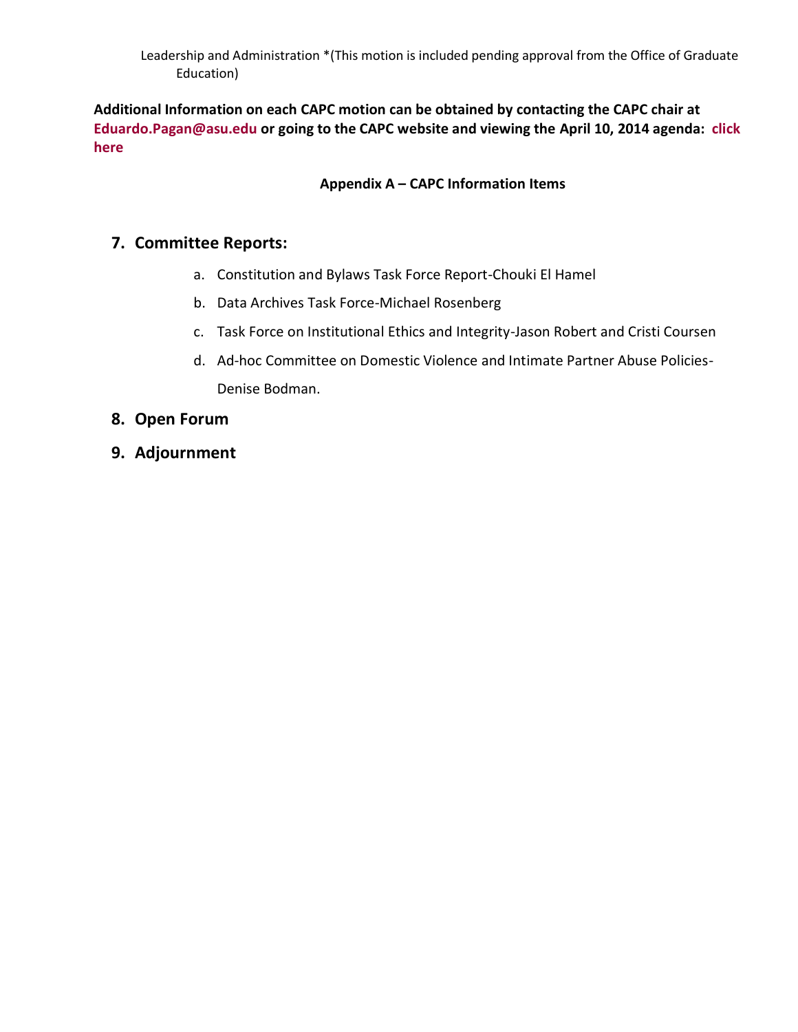Leadership and Administration *(This motion is included pending approval from the Office of Graduate Education)

**Additional Information on each CAPC motion can be obtained by contacting the CAPC chair at Eduardo.Pagan@asu.edu or going to the CAPC website and viewing the April 10, 2014 agenda: click here**

**Appendix A – CAPC Information Items**

## 7. Committee Reports:

a. Constitution and Bylaws Task Force Report-Chouki El Hamel

b. Data Archives Task Force-Michael Rosenberg

c. Task Force on Institutional Ethics and Integrity-Jason Robert and Cristi Coursen

d. Ad-hoc Committee on Domestic Violence and Intimate Partner Abuse Policies-Denise Bodman.

## 8. Open Forum

## 9. Adjournment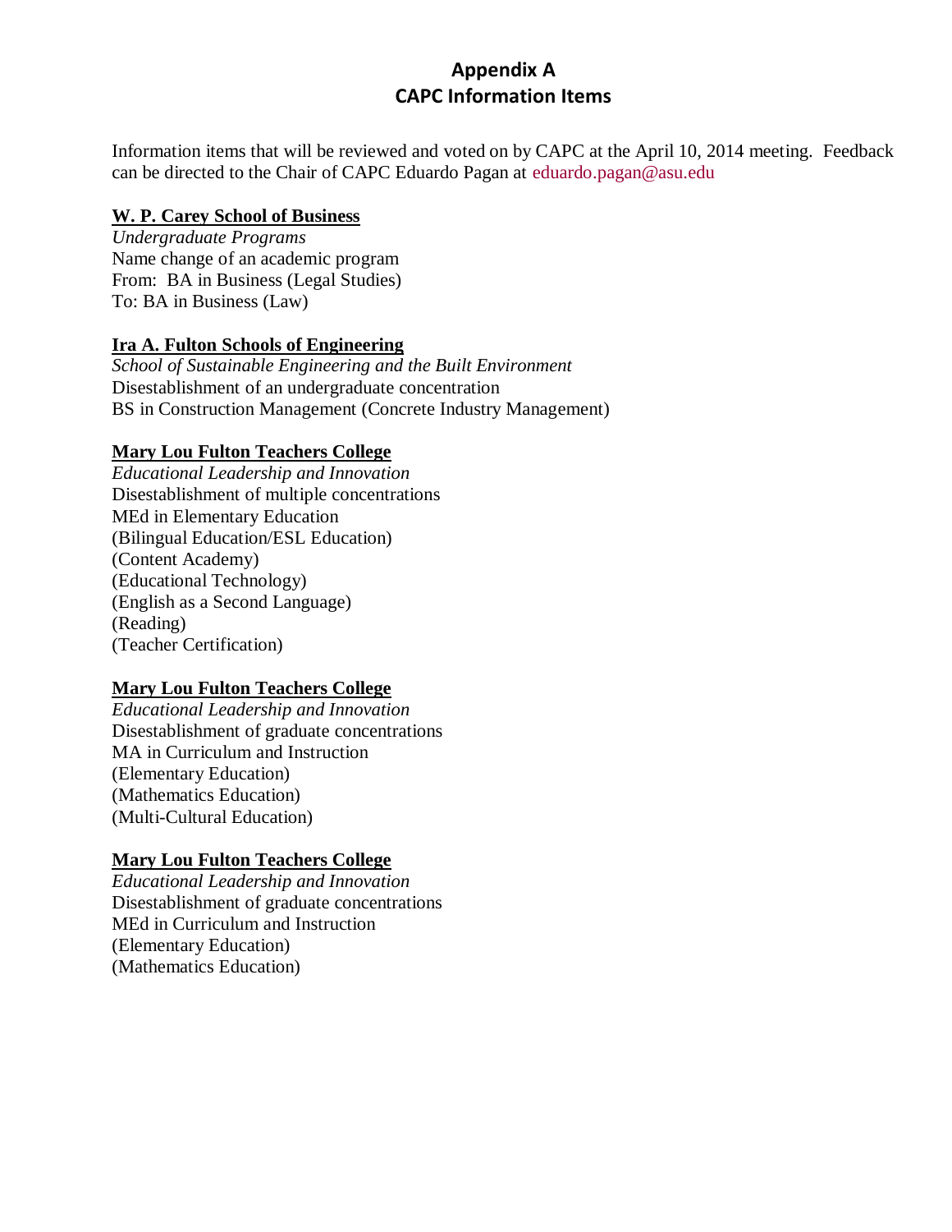# Appendix A
## CAPC Information Items

Information items that will be reviewed and voted on by CAPC at the April 10, 2014 meeting. Feedback can be directed to the Chair of CAPC Eduardo Pagan at eduardo.pagan@asu.edu

**W. P. Carey School of Business**
*Undergraduate Programs*
Name change of an academic program
From: BA in Business (Legal Studies)
To: BA in Business (Law)

**Ira A. Fulton Schools of Engineering**
*School of Sustainable Engineering and the Built Environment*
Disestablishment of an undergraduate concentration
BS in Construction Management (Concrete Industry Management)

**Mary Lou Fulton Teachers College**
*Educational Leadership and Innovation*
Disestablishment of multiple concentrations
MEd in Elementary Education
(Bilingual Education/ESL Education)
(Content Academy)
(Educational Technology)
(English as a Second Language)
(Reading)
(Teacher Certification)

**Mary Lou Fulton Teachers College**
*Educational Leadership and Innovation*
Disestablishment of graduate concentrations
MA in Curriculum and Instruction
(Elementary Education)
(Mathematics Education)
(Multi-Cultural Education)

**Mary Lou Fulton Teachers College**
*Educational Leadership and Innovation*
Disestablishment of graduate concentrations
MEd in Curriculum and Instruction
(Elementary Education)
(Mathematics Education)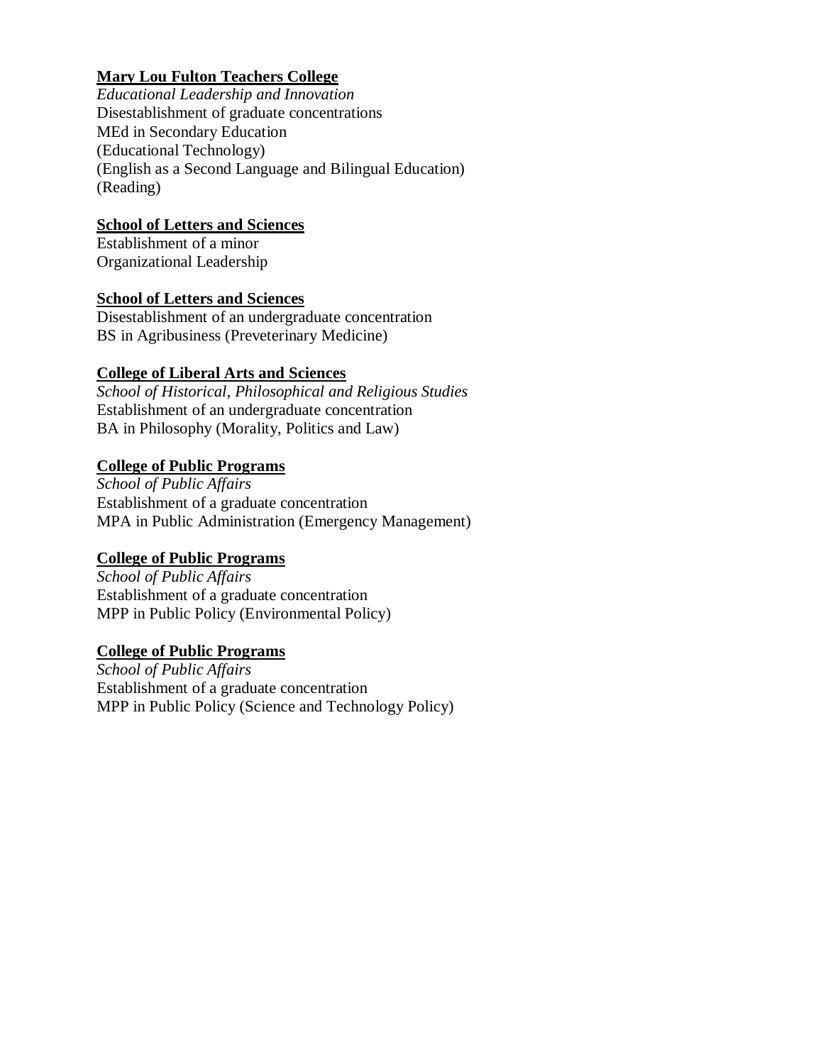**Mary Lou Fulton Teachers College**
*Educational Leadership and Innovation*
Disestablishment of graduate concentrations
MEd in Secondary Education
(Educational Technology)
(English as a Second Language and Bilingual Education)
(Reading)

**School of Letters and Sciences**
Establishment of a minor
Organizational Leadership

**School of Letters and Sciences**
Disestablishment of an undergraduate concentration
BS in Agribusiness (Preveterinary Medicine)

**College of Liberal Arts and Sciences**
*School of Historical, Philosophical and Religious Studies*
Establishment of an undergraduate concentration
BA in Philosophy (Morality, Politics and Law)

**College of Public Programs**
*School of Public Affairs*
Establishment of a graduate concentration
MPA in Public Administration (Emergency Management)

**College of Public Programs**
*School of Public Affairs*
Establishment of a graduate concentration
MPP in Public Policy (Environmental Policy)

**College of Public Programs**
*School of Public Affairs*
Establishment of a graduate concentration
MPP in Public Policy (Science and Technology Policy)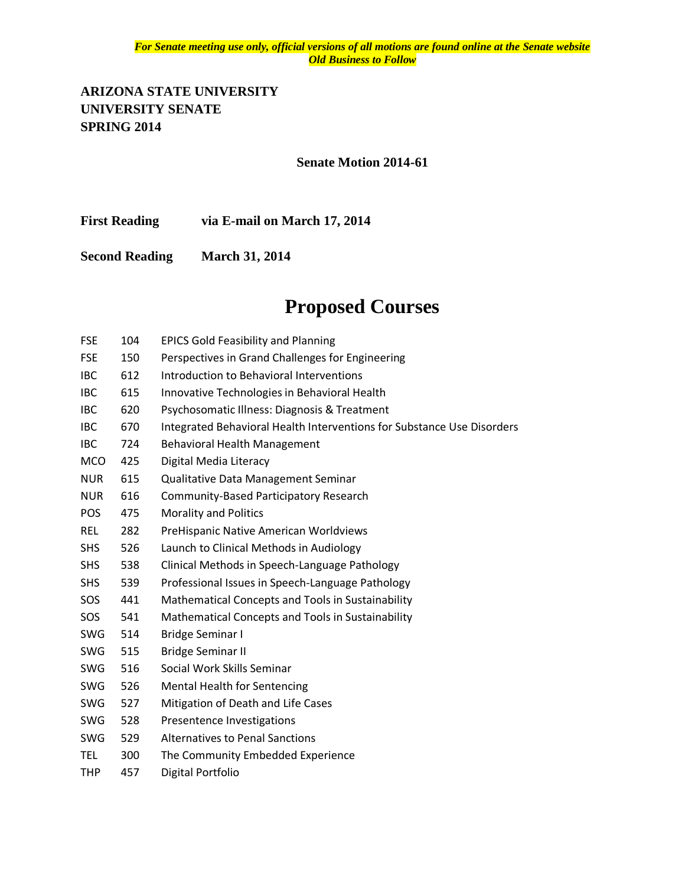***For Senate meeting use only, official versions of all motions are found online at the Senate website***
***Old Business to Follow***

**ARIZONA STATE UNIVERSITY**
**UNIVERSITY SENATE**
**SPRING 2014**

**Senate Motion 2014-61**

**First Reading** **via E-mail on March 17, 2014**

**Second Reading** **March 31, 2014**

# Proposed Courses

| | | |
|---|---|---|
| FSE | 104 | EPICS Gold Feasibility and Planning |
| FSE | 150 | Perspectives in Grand Challenges for Engineering |
| IBC | 612 | Introduction to Behavioral Interventions |
| IBC | 615 | Innovative Technologies in Behavioral Health |
| IBC | 620 | Psychosomatic Illness: Diagnosis & Treatment |
| IBC | 670 | Integrated Behavioral Health Interventions for Substance Use Disorders |
| IBC | 724 | Behavioral Health Management |
| MCO | 425 | Digital Media Literacy |
| NUR | 615 | Qualitative Data Management Seminar |
| NUR | 616 | Community-Based Participatory Research |
| POS | 475 | Morality and Politics |
| REL | 282 | PreHispanic Native American Worldviews |
| SHS | 526 | Launch to Clinical Methods in Audiology |
| SHS | 538 | Clinical Methods in Speech-Language Pathology |
| SHS | 539 | Professional Issues in Speech-Language Pathology |
| SOS | 441 | Mathematical Concepts and Tools in Sustainability |
| SOS | 541 | Mathematical Concepts and Tools in Sustainability |
| SWG | 514 | Bridge Seminar I |
| SWG | 515 | Bridge Seminar II |
| SWG | 516 | Social Work Skills Seminar |
| SWG | 526 | Mental Health for Sentencing |
| SWG | 527 | Mitigation of Death and Life Cases |
| SWG | 528 | Presentence Investigations |
| SWG | 529 | Alternatives to Penal Sanctions |
| TEL | 300 | The Community Embedded Experience |
| THP | 457 | Digital Portfolio |